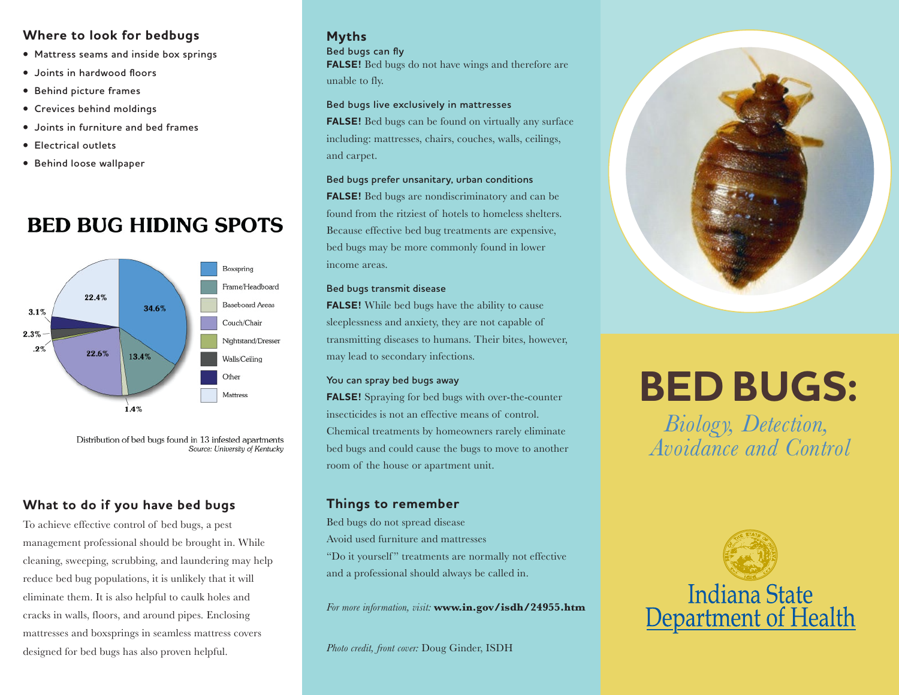## Where to look for bedbugs

- Mattress seams and inside box springs
- Joints in hardwood floors
- Behind picture frames
- Crevices behind moldings
- Joints in furniture and bed frames
- Electrical outlets
- Behind loose wallpaper

## BED BUG HIDING SPOTS

| Location | Percentage |
| --- | --- |
| Boxspring | 34.6% |
| Frame/Headboard | 13.4% |
| Baseboard Areas | 1.4% |
| Couch/Chair | 22.6% |
| Nightstand/Dresser | .2% |
| Walls/Ceiling | 2.3% |
| Other | 3.1% |
| Mattress | 22.4% |

Distribution of bed bugs found in 13 infested apartments
*Source: University of Kentucky*

## What to do if you have bed bugs

To achieve effective control of bed bugs, a pest management professional should be brought in. While cleaning, sweeping, scrubbing, and laundering may help reduce bed bug populations, it is unlikely that it will eliminate them. It is also helpful to caulk holes and cracks in walls, floors, and around pipes. Enclosing mattresses and boxsprings in seamless mattress covers designed for bed bugs has also proven helpful.

## Myths

### Bed bugs can fly

**FALSE!** Bed bugs do not have wings and therefore are unable to fly.

### Bed bugs live exclusively in mattresses

**FALSE!** Bed bugs can be found on virtually any surface including: mattresses, chairs, couches, walls, ceilings, and carpet.

### Bed bugs prefer unsanitary, urban conditions

**FALSE!** Bed bugs are nondiscriminatory and can be found from the ritziest of hotels to homeless shelters. Because effective bed bug treatments are expensive, bed bugs may be more commonly found in lower income areas.

### Bed bugs transmit disease

**FALSE!** While bed bugs have the ability to cause sleeplessness and anxiety, they are not capable of transmitting diseases to humans. Their bites, however, may lead to secondary infections.

### You can spray bed bugs away

**FALSE!** Spraying for bed bugs with over-the-counter insecticides is not an effective means of control. Chemical treatments by homeowners rarely eliminate bed bugs and could cause the bugs to move to another room of the house or apartment unit.

## Things to remember

Bed bugs do not spread disease
Avoid used furniture and mattresses
"Do it yourself" treatments are normally not effective and a professional should always be called in.

*For more information, visit:* **www.in.gov/isdh/24955.htm**

*Photo credit, front cover:* Doug Ginder, ISDH

# BED BUGS:

*Biology, Detection, Avoidance and Control*

Indiana State Department of Health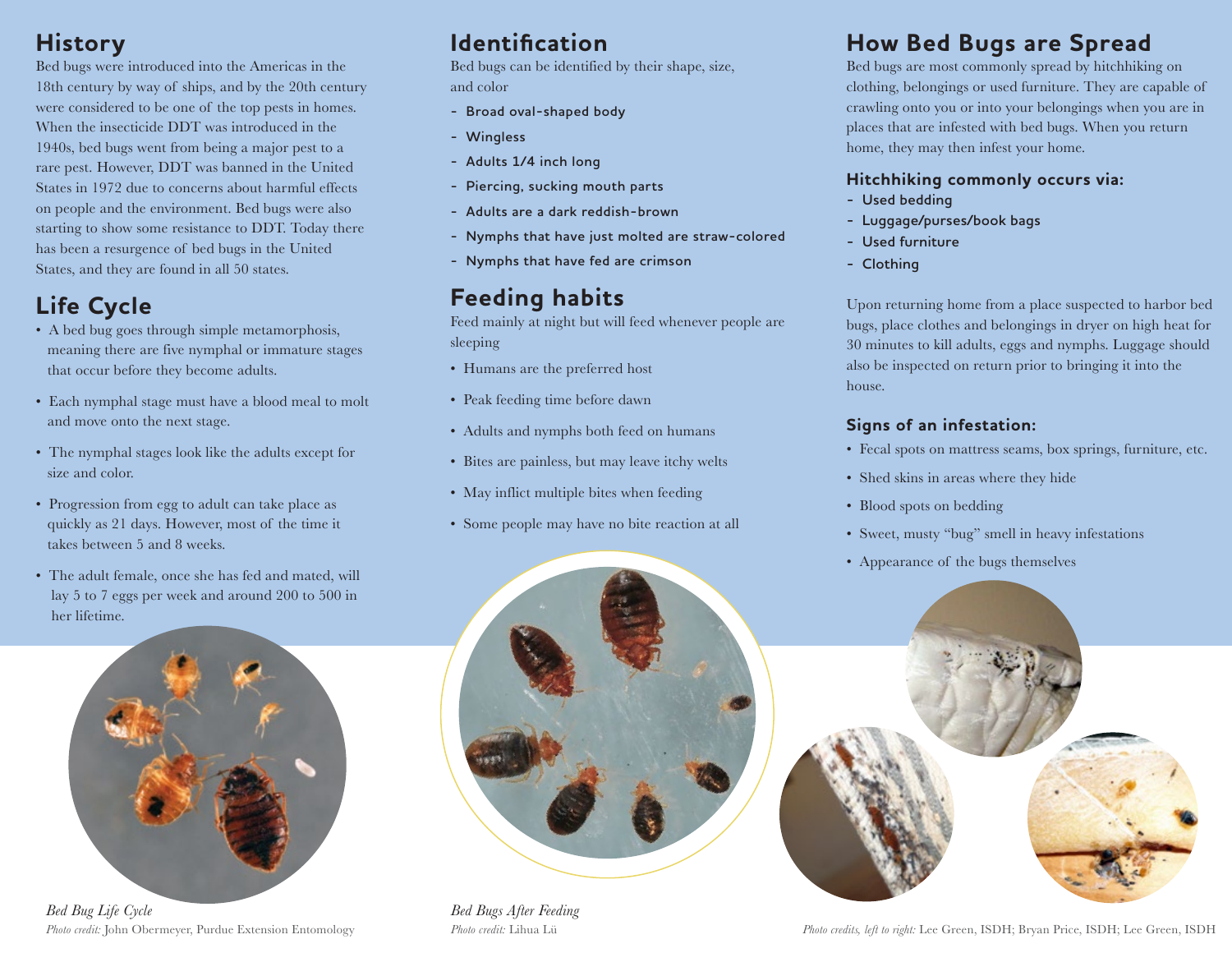## History

Bed bugs were introduced into the Americas in the 18th century by way of ships, and by the 20th century were considered to be one of the top pests in homes. When the insecticide DDT was introduced in the 1940s, bed bugs went from being a major pest to a rare pest. However, DDT was banned in the United States in 1972 due to concerns about harmful effects on people and the environment. Bed bugs were also starting to show some resistance to DDT. Today there has been a resurgence of bed bugs in the United States, and they are found in all 50 states.

## Life Cycle

- A bed bug goes through simple metamorphosis, meaning there are five nymphal or immature stages that occur before they become adults.
- Each nymphal stage must have a blood meal to molt and move onto the next stage.
- The nymphal stages look like the adults except for size and color.
- Progression from egg to adult can take place as quickly as 21 days. However, most of the time it takes between 5 and 8 weeks.
- The adult female, once she has fed and mated, will lay 5 to 7 eggs per week and around 200 to 500 in her lifetime.

*Bed Bug Life Cycle*
*Photo credit:* John Obermeyer, Purdue Extension Entomology

## Identification

Bed bugs can be identified by their shape, size, and color

- **Broad oval-shaped body**
- **Wingless**
- **Adults 1/4 inch long**
- **Piercing, sucking mouth parts**
- **Adults are a dark reddish-brown**
- **Nymphs that have just molted are straw-colored**
- **Nymphs that have fed are crimson**

## Feeding habits

Feed mainly at night but will feed whenever people are sleeping

- Humans are the preferred host
- Peak feeding time before dawn
- Adults and nymphs both feed on humans
- Bites are painless, but may leave itchy welts
- May inflict multiple bites when feeding
- Some people may have no bite reaction at all

*Bed Bugs After Feeding*
*Photo credit:* Lihua Lü

## How Bed Bugs are Spread

Bed bugs are most commonly spread by hitchhiking on clothing, belongings or used furniture. They are capable of crawling onto you or into your belongings when you are in places that are infested with bed bugs. When you return home, they may then infest your home.

### Hitchhiking commonly occurs via:

- **Used bedding**
- **Luggage/purses/book bags**
- **Used furniture**
- **Clothing**

Upon returning home from a place suspected to harbor bed bugs, place clothes and belongings in dryer on high heat for 30 minutes to kill adults, eggs and nymphs. Luggage should also be inspected on return prior to bringing it into the house.

### Signs of an infestation:

- Fecal spots on mattress seams, box springs, furniture, etc.
- Shed skins in areas where they hide
- Blood spots on bedding
- Sweet, musty "bug" smell in heavy infestations
- Appearance of the bugs themselves

*Photo credits, left to right:* Lee Green, ISDH; Bryan Price, ISDH; Lee Green, ISDH